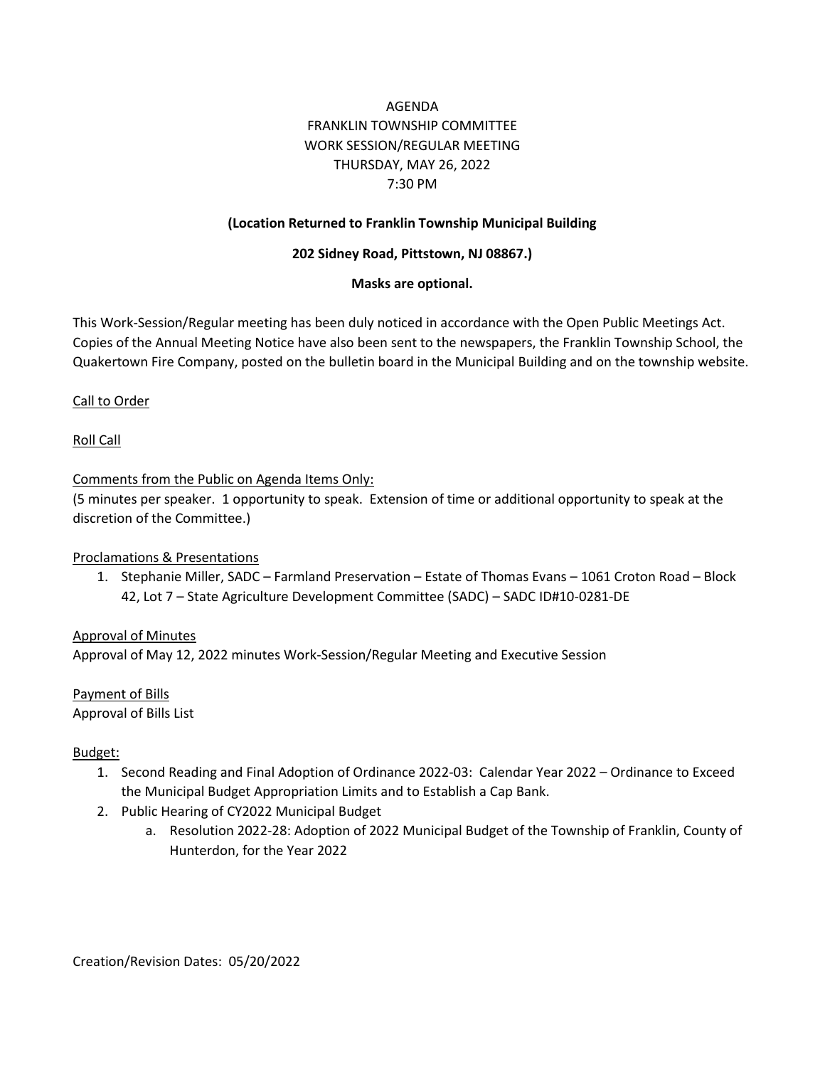# AGENDA
# FRANKLIN TOWNSHIP COMMITTEE
# WORK SESSION/REGULAR MEETING
# THURSDAY, MAY 26, 2022
# 7:30 PM

**(Location Returned to Franklin Township Municipal Building**

**202 Sidney Road, Pittstown, NJ 08867.)**

**Masks are optional.**

This Work-Session/Regular meeting has been duly noticed in accordance with the Open Public Meetings Act. Copies of the Annual Meeting Notice have also been sent to the newspapers, the Franklin Township School, the Quakertown Fire Company, posted on the bulletin board in the Municipal Building and on the township website.

Call to Order

Roll Call

Comments from the Public on Agenda Items Only:
(5 minutes per speaker. 1 opportunity to speak. Extension of time or additional opportunity to speak at the discretion of the Committee.)

Proclamations & Presentations

1. Stephanie Miller, SADC – Farmland Preservation – Estate of Thomas Evans – 1061 Croton Road – Block 42, Lot 7 – State Agriculture Development Committee (SADC) – SADC ID#10-0281-DE

Approval of Minutes
Approval of May 12, 2022 minutes Work-Session/Regular Meeting and Executive Session

Payment of Bills
Approval of Bills List

Budget:

1. Second Reading and Final Adoption of Ordinance 2022-03: Calendar Year 2022 – Ordinance to Exceed the Municipal Budget Appropriation Limits and to Establish a Cap Bank.
2. Public Hearing of CY2022 Municipal Budget
   a. Resolution 2022-28: Adoption of 2022 Municipal Budget of the Township of Franklin, County of Hunterdon, for the Year 2022

Creation/Revision Dates: 05/20/2022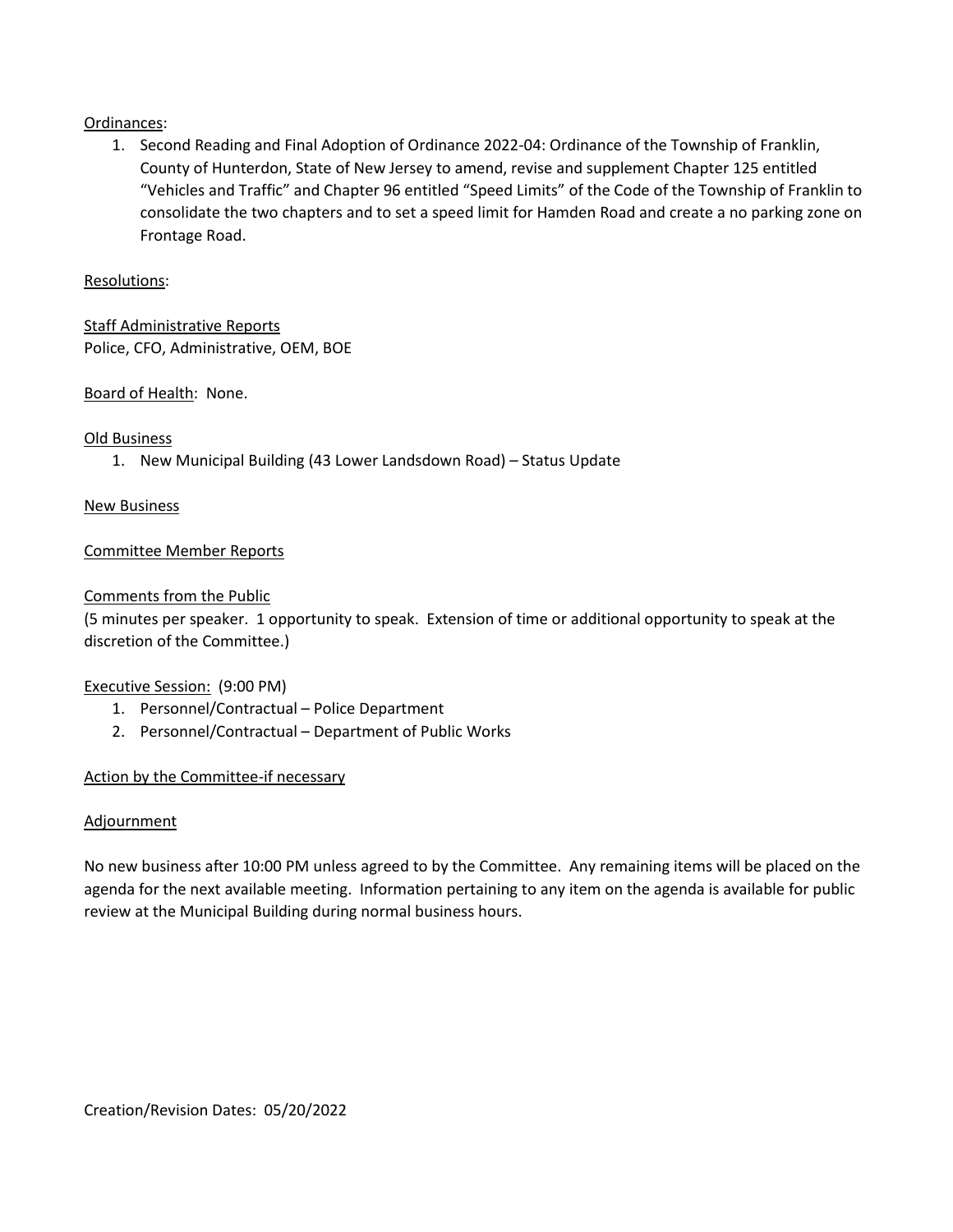Ordinances:

1. Second Reading and Final Adoption of Ordinance 2022-04: Ordinance of the Township of Franklin, County of Hunterdon, State of New Jersey to amend, revise and supplement Chapter 125 entitled "Vehicles and Traffic" and Chapter 96 entitled "Speed Limits" of the Code of the Township of Franklin to consolidate the two chapters and to set a speed limit for Hamden Road and create a no parking zone on Frontage Road.

Resolutions:

Staff Administrative Reports
Police, CFO, Administrative, OEM, BOE

Board of Health: None.

Old Business

1. New Municipal Building (43 Lower Landsdown Road) – Status Update

New Business

Committee Member Reports

Comments from the Public
(5 minutes per speaker. 1 opportunity to speak. Extension of time or additional opportunity to speak at the discretion of the Committee.)

Executive Session: (9:00 PM)

1. Personnel/Contractual – Police Department
2. Personnel/Contractual – Department of Public Works

Action by the Committee-if necessary

Adjournment

No new business after 10:00 PM unless agreed to by the Committee. Any remaining items will be placed on the agenda for the next available meeting. Information pertaining to any item on the agenda is available for public review at the Municipal Building during normal business hours.

Creation/Revision Dates: 05/20/2022